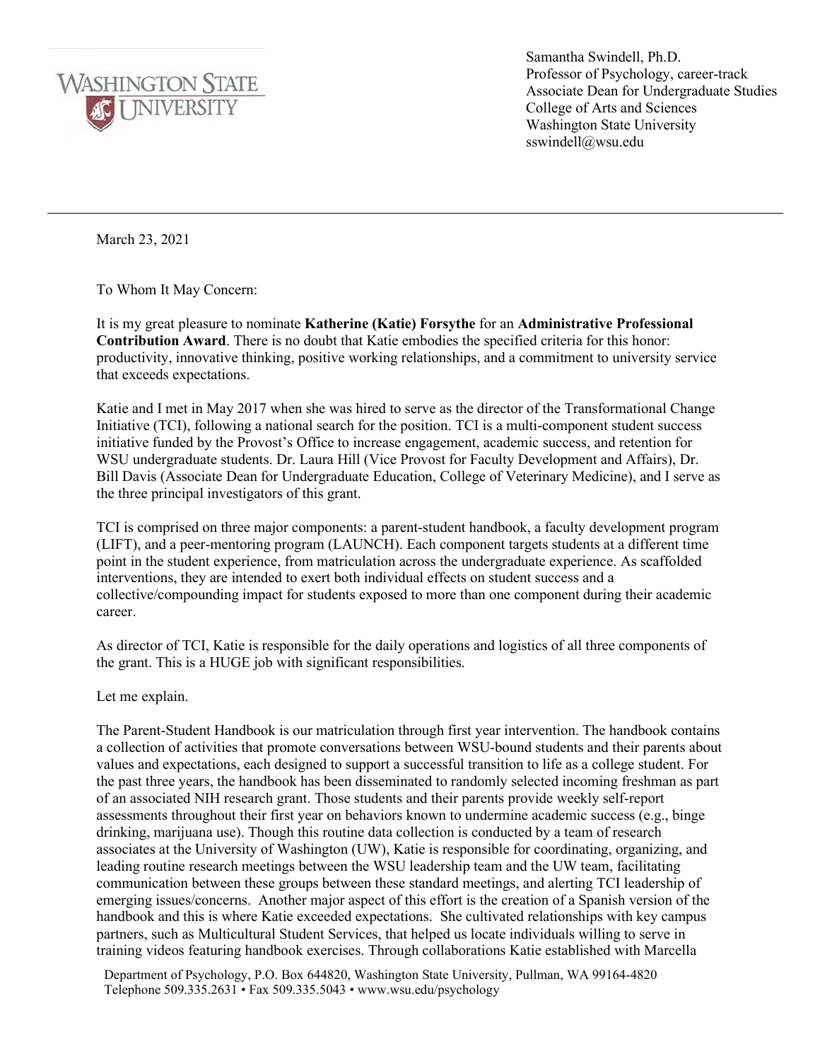WASHINGTON STATE UNIVERSITY

Samantha Swindell, Ph.D.
Professor of Psychology, career-track
Associate Dean for Undergraduate Studies
College of Arts and Sciences
Washington State University
sswindell@wsu.edu

---

March 23, 2021

To Whom It May Concern:

It is my great pleasure to nominate **Katherine (Katie) Forsythe** for an **Administrative Professional Contribution Award**. There is no doubt that Katie embodies the specified criteria for this honor: productivity, innovative thinking, positive working relationships, and a commitment to university service that exceeds expectations.

Katie and I met in May 2017 when she was hired to serve as the director of the Transformational Change Initiative (TCI), following a national search for the position. TCI is a multi-component student success initiative funded by the Provost's Office to increase engagement, academic success, and retention for WSU undergraduate students. Dr. Laura Hill (Vice Provost for Faculty Development and Affairs), Dr. Bill Davis (Associate Dean for Undergraduate Education, College of Veterinary Medicine), and I serve as the three principal investigators of this grant.

TCI is comprised on three major components: a parent-student handbook, a faculty development program (LIFT), and a peer-mentoring program (LAUNCH). Each component targets students at a different time point in the student experience, from matriculation across the undergraduate experience. As scaffolded interventions, they are intended to exert both individual effects on student success and a collective/compounding impact for students exposed to more than one component during their academic career.

As director of TCI, Katie is responsible for the daily operations and logistics of all three components of the grant. This is a HUGE job with significant responsibilities.

Let me explain.

The Parent-Student Handbook is our matriculation through first year intervention. The handbook contains a collection of activities that promote conversations between WSU-bound students and their parents about values and expectations, each designed to support a successful transition to life as a college student. For the past three years, the handbook has been disseminated to randomly selected incoming freshman as part of an associated NIH research grant. Those students and their parents provide weekly self-report assessments throughout their first year on behaviors known to undermine academic success (e.g., binge drinking, marijuana use). Though this routine data collection is conducted by a team of research associates at the University of Washington (UW), Katie is responsible for coordinating, organizing, and leading routine research meetings between the WSU leadership team and the UW team, facilitating communication between these groups between these standard meetings, and alerting TCI leadership of emerging issues/concerns. Another major aspect of this effort is the creation of a Spanish version of the handbook and this is where Katie exceeded expectations. She cultivated relationships with key campus partners, such as Multicultural Student Services, that helped us locate individuals willing to serve in training videos featuring handbook exercises. Through collaborations Katie established with Marcella

Department of Psychology, P.O. Box 644820, Washington State University, Pullman, WA 99164-4820
Telephone 509.335.2631 • Fax 509.335.5043 • www.wsu.edu/psychology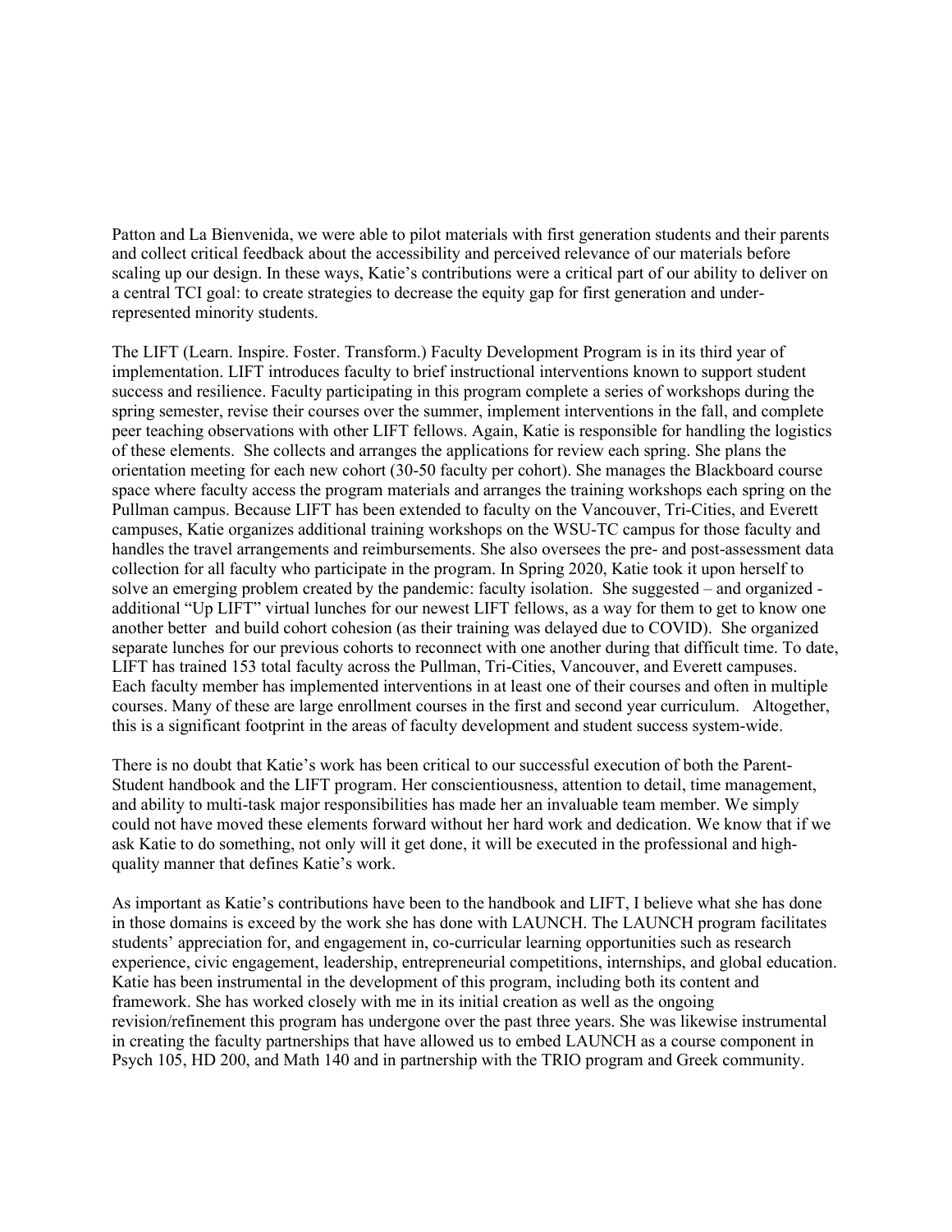Patton and La Bienvenida, we were able to pilot materials with first generation students and their parents and collect critical feedback about the accessibility and perceived relevance of our materials before scaling up our design. In these ways, Katie's contributions were a critical part of our ability to deliver on a central TCI goal: to create strategies to decrease the equity gap for first generation and under-represented minority students.

The LIFT (Learn. Inspire. Foster. Transform.) Faculty Development Program is in its third year of implementation. LIFT introduces faculty to brief instructional interventions known to support student success and resilience. Faculty participating in this program complete a series of workshops during the spring semester, revise their courses over the summer, implement interventions in the fall, and complete peer teaching observations with other LIFT fellows. Again, Katie is responsible for handling the logistics of these elements. She collects and arranges the applications for review each spring. She plans the orientation meeting for each new cohort (30-50 faculty per cohort). She manages the Blackboard course space where faculty access the program materials and arranges the training workshops each spring on the Pullman campus. Because LIFT has been extended to faculty on the Vancouver, Tri-Cities, and Everett campuses, Katie organizes additional training workshops on the WSU-TC campus for those faculty and handles the travel arrangements and reimbursements. She also oversees the pre- and post-assessment data collection for all faculty who participate in the program. In Spring 2020, Katie took it upon herself to solve an emerging problem created by the pandemic: faculty isolation. She suggested – and organized - additional "Up LIFT" virtual lunches for our newest LIFT fellows, as a way for them to get to know one another better and build cohort cohesion (as their training was delayed due to COVID). She organized separate lunches for our previous cohorts to reconnect with one another during that difficult time. To date, LIFT has trained 153 total faculty across the Pullman, Tri-Cities, Vancouver, and Everett campuses. Each faculty member has implemented interventions in at least one of their courses and often in multiple courses. Many of these are large enrollment courses in the first and second year curriculum. Altogether, this is a significant footprint in the areas of faculty development and student success system-wide.

There is no doubt that Katie's work has been critical to our successful execution of both the Parent-Student handbook and the LIFT program. Her conscientiousness, attention to detail, time management, and ability to multi-task major responsibilities has made her an invaluable team member. We simply could not have moved these elements forward without her hard work and dedication. We know that if we ask Katie to do something, not only will it get done, it will be executed in the professional and high-quality manner that defines Katie's work.

As important as Katie's contributions have been to the handbook and LIFT, I believe what she has done in those domains is exceed by the work she has done with LAUNCH. The LAUNCH program facilitates students' appreciation for, and engagement in, co-curricular learning opportunities such as research experience, civic engagement, leadership, entrepreneurial competitions, internships, and global education. Katie has been instrumental in the development of this program, including both its content and framework. She has worked closely with me in its initial creation as well as the ongoing revision/refinement this program has undergone over the past three years. She was likewise instrumental in creating the faculty partnerships that have allowed us to embed LAUNCH as a course component in Psych 105, HD 200, and Math 140 and in partnership with the TRIO program and Greek community.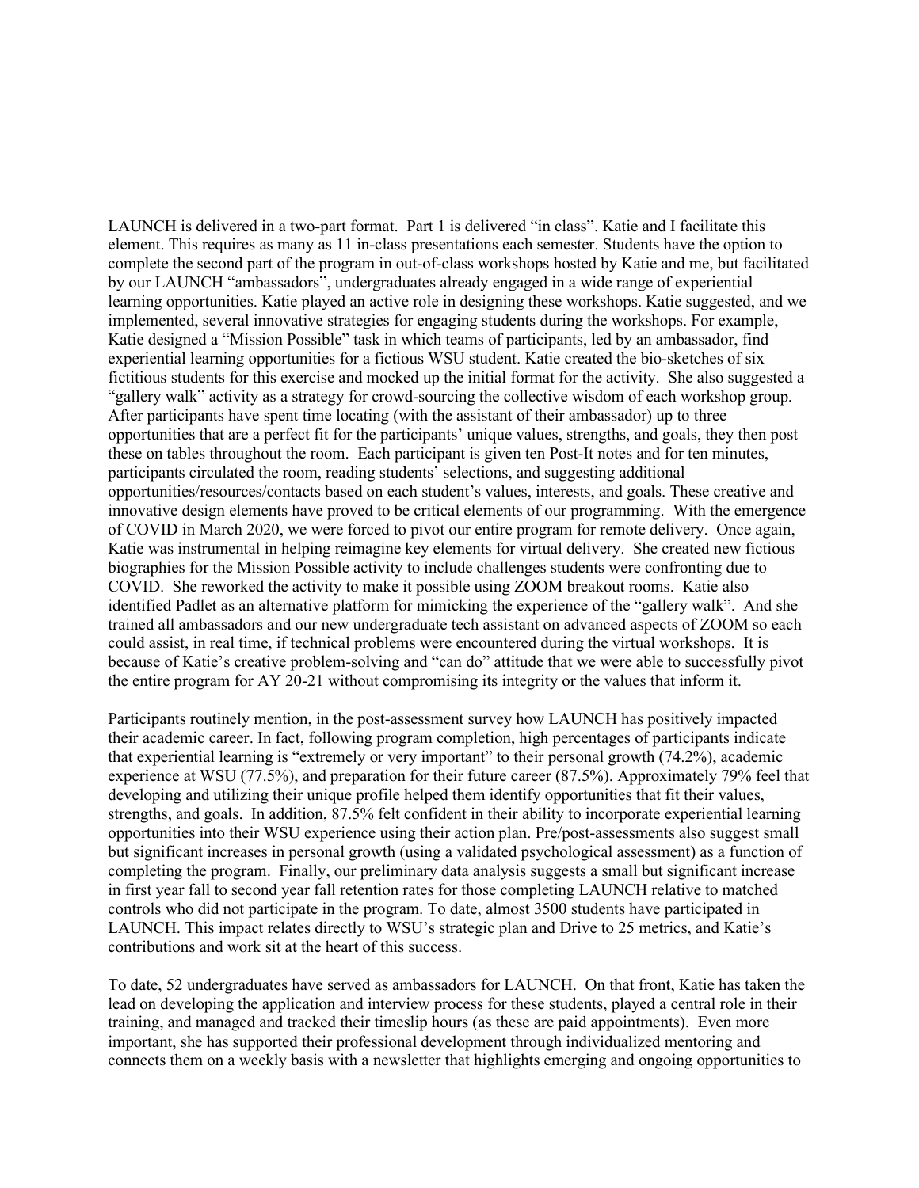LAUNCH is delivered in a two-part format. Part 1 is delivered "in class". Katie and I facilitate this element. This requires as many as 11 in-class presentations each semester. Students have the option to complete the second part of the program in out-of-class workshops hosted by Katie and me, but facilitated by our LAUNCH "ambassadors", undergraduates already engaged in a wide range of experiential learning opportunities. Katie played an active role in designing these workshops. Katie suggested, and we implemented, several innovative strategies for engaging students during the workshops. For example, Katie designed a "Mission Possible" task in which teams of participants, led by an ambassador, find experiential learning opportunities for a fictious WSU student. Katie created the bio-sketches of six fictitious students for this exercise and mocked up the initial format for the activity. She also suggested a "gallery walk" activity as a strategy for crowd-sourcing the collective wisdom of each workshop group. After participants have spent time locating (with the assistant of their ambassador) up to three opportunities that are a perfect fit for the participants' unique values, strengths, and goals, they then post these on tables throughout the room. Each participant is given ten Post-It notes and for ten minutes, participants circulated the room, reading students' selections, and suggesting additional opportunities/resources/contacts based on each student's values, interests, and goals. These creative and innovative design elements have proved to be critical elements of our programming. With the emergence of COVID in March 2020, we were forced to pivot our entire program for remote delivery. Once again, Katie was instrumental in helping reimagine key elements for virtual delivery. She created new fictious biographies for the Mission Possible activity to include challenges students were confronting due to COVID. She reworked the activity to make it possible using ZOOM breakout rooms. Katie also identified Padlet as an alternative platform for mimicking the experience of the "gallery walk". And she trained all ambassadors and our new undergraduate tech assistant on advanced aspects of ZOOM so each could assist, in real time, if technical problems were encountered during the virtual workshops. It is because of Katie's creative problem-solving and "can do" attitude that we were able to successfully pivot the entire program for AY 20-21 without compromising its integrity or the values that inform it.

Participants routinely mention, in the post-assessment survey how LAUNCH has positively impacted their academic career. In fact, following program completion, high percentages of participants indicate that experiential learning is "extremely or very important" to their personal growth (74.2%), academic experience at WSU (77.5%), and preparation for their future career (87.5%). Approximately 79% feel that developing and utilizing their unique profile helped them identify opportunities that fit their values, strengths, and goals. In addition, 87.5% felt confident in their ability to incorporate experiential learning opportunities into their WSU experience using their action plan. Pre/post-assessments also suggest small but significant increases in personal growth (using a validated psychological assessment) as a function of completing the program. Finally, our preliminary data analysis suggests a small but significant increase in first year fall to second year fall retention rates for those completing LAUNCH relative to matched controls who did not participate in the program. To date, almost 3500 students have participated in LAUNCH. This impact relates directly to WSU's strategic plan and Drive to 25 metrics, and Katie's contributions and work sit at the heart of this success.

To date, 52 undergraduates have served as ambassadors for LAUNCH. On that front, Katie has taken the lead on developing the application and interview process for these students, played a central role in their training, and managed and tracked their timeslip hours (as these are paid appointments). Even more important, she has supported their professional development through individualized mentoring and connects them on a weekly basis with a newsletter that highlights emerging and ongoing opportunities to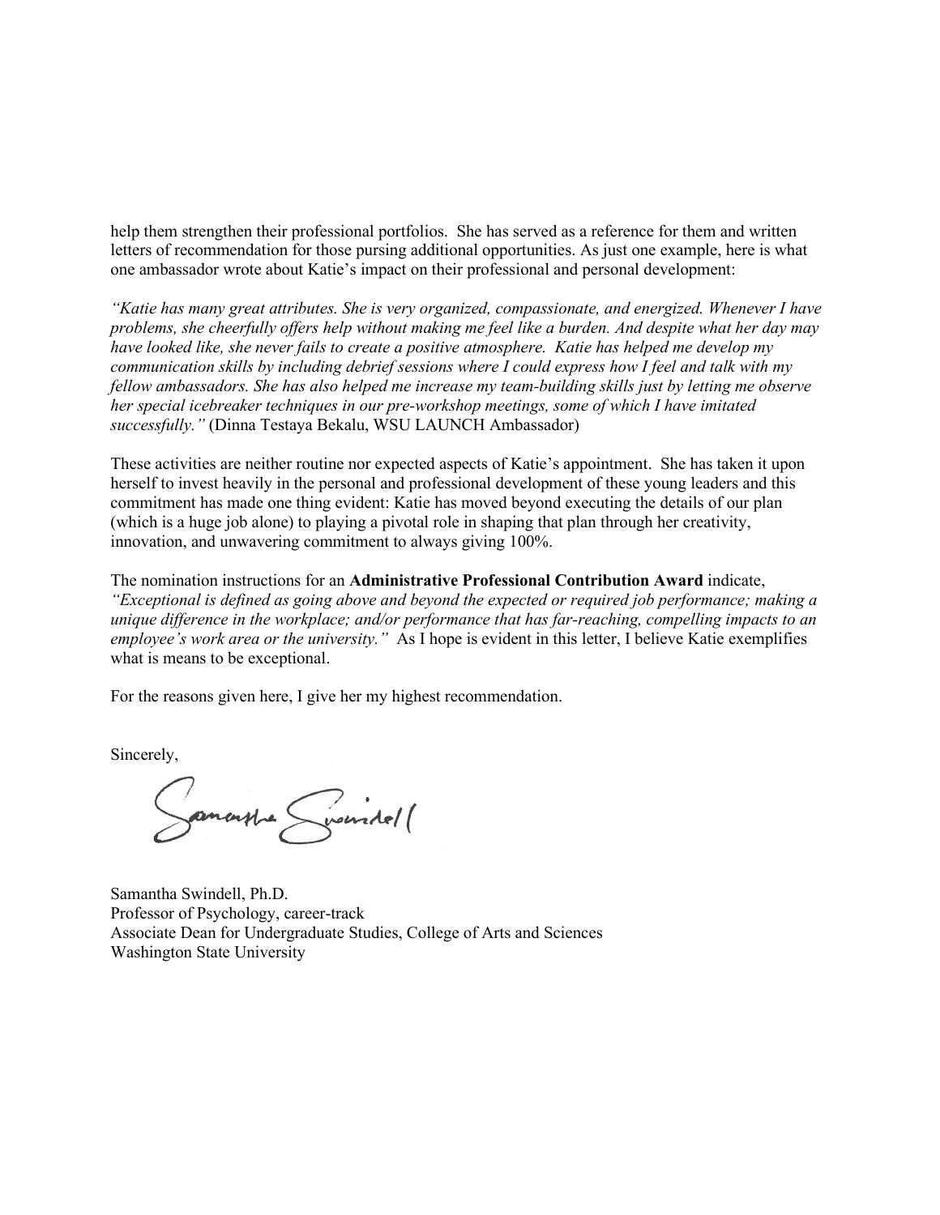help them strengthen their professional portfolios. She has served as a reference for them and written letters of recommendation for those pursing additional opportunities. As just one example, here is what one ambassador wrote about Katie's impact on their professional and personal development:

*"Katie has many great attributes. She is very organized, compassionate, and energized. Whenever I have problems, she cheerfully offers help without making me feel like a burden. And despite what her day may have looked like, she never fails to create a positive atmosphere. Katie has helped me develop my communication skills by including debrief sessions where I could express how I feel and talk with my fellow ambassadors. She has also helped me increase my team-building skills just by letting me observe her special icebreaker techniques in our pre-workshop meetings, some of which I have imitated successfully."* (Dinna Testaya Bekalu, WSU LAUNCH Ambassador)

These activities are neither routine nor expected aspects of Katie's appointment. She has taken it upon herself to invest heavily in the personal and professional development of these young leaders and this commitment has made one thing evident: Katie has moved beyond executing the details of our plan (which is a huge job alone) to playing a pivotal role in shaping that plan through her creativity, innovation, and unwavering commitment to always giving 100%.

The nomination instructions for an **Administrative Professional Contribution Award** indicate, *"Exceptional is defined as going above and beyond the expected or required job performance; making a unique difference in the workplace; and/or performance that has far-reaching, compelling impacts to an employee's work area or the university."* As I hope is evident in this letter, I believe Katie exemplifies what is means to be exceptional.

For the reasons given here, I give her my highest recommendation.

Sincerely,

Samantha Swindell

Samantha Swindell, Ph.D.
Professor of Psychology, career-track
Associate Dean for Undergraduate Studies, College of Arts and Sciences
Washington State University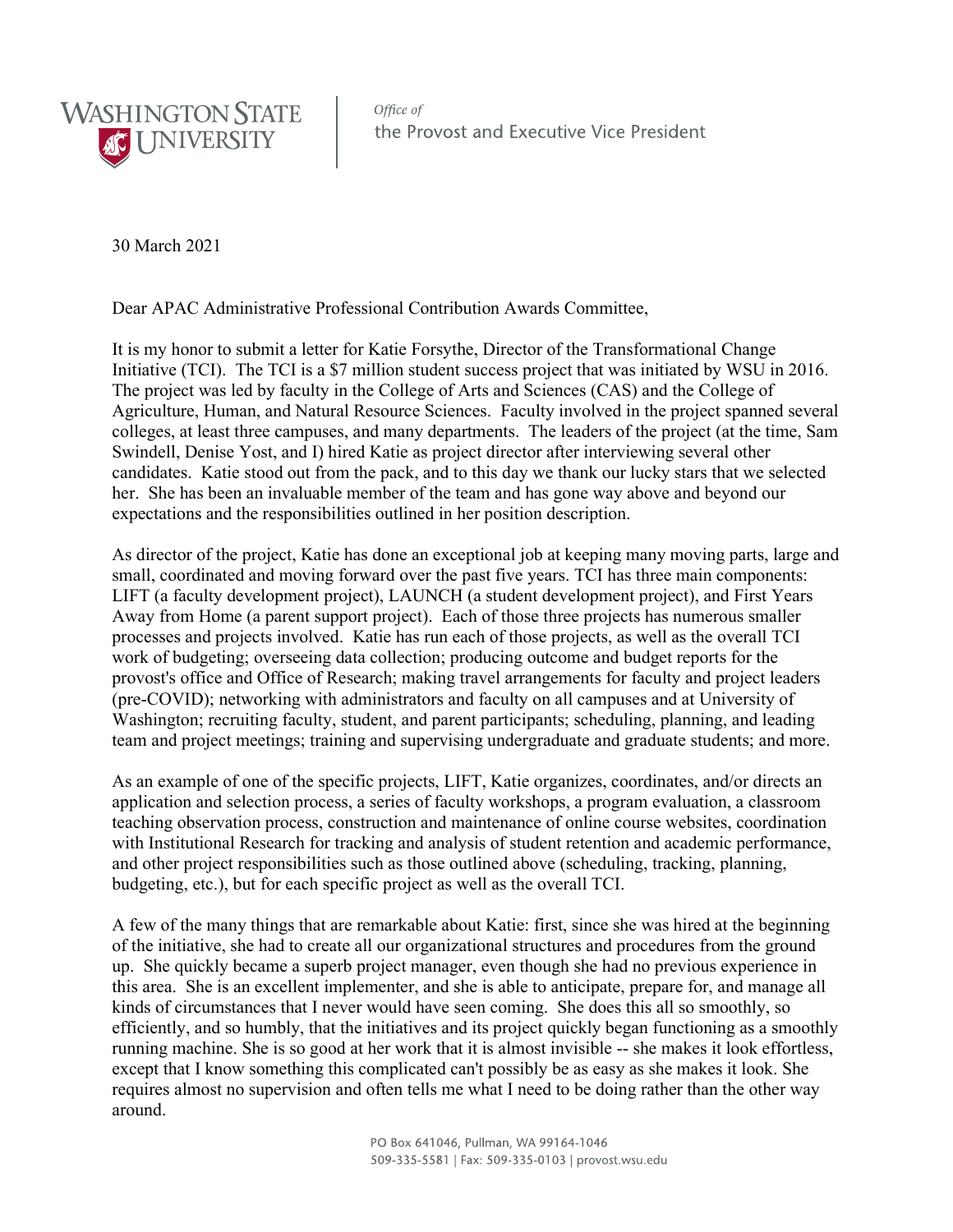Washington State University | *Office of* the Provost and Executive Vice President

30 March 2021

Dear APAC Administrative Professional Contribution Awards Committee,

It is my honor to submit a letter for Katie Forsythe, Director of the Transformational Change Initiative (TCI). The TCI is a $7 million student success project that was initiated by WSU in 2016. The project was led by faculty in the College of Arts and Sciences (CAS) and the College of Agriculture, Human, and Natural Resource Sciences. Faculty involved in the project spanned several colleges, at least three campuses, and many departments. The leaders of the project (at the time, Sam Swindell, Denise Yost, and I) hired Katie as project director after interviewing several other candidates. Katie stood out from the pack, and to this day we thank our lucky stars that we selected her. She has been an invaluable member of the team and has gone way above and beyond our expectations and the responsibilities outlined in her position description.

As director of the project, Katie has done an exceptional job at keeping many moving parts, large and small, coordinated and moving forward over the past five years. TCI has three main components: LIFT (a faculty development project), LAUNCH (a student development project), and First Years Away from Home (a parent support project). Each of those three projects has numerous smaller processes and projects involved. Katie has run each of those projects, as well as the overall TCI work of budgeting; overseeing data collection; producing outcome and budget reports for the provost's office and Office of Research; making travel arrangements for faculty and project leaders (pre-COVID); networking with administrators and faculty on all campuses and at University of Washington; recruiting faculty, student, and parent participants; scheduling, planning, and leading team and project meetings; training and supervising undergraduate and graduate students; and more.

As an example of one of the specific projects, LIFT, Katie organizes, coordinates, and/or directs an application and selection process, a series of faculty workshops, a program evaluation, a classroom teaching observation process, construction and maintenance of online course websites, coordination with Institutional Research for tracking and analysis of student retention and academic performance, and other project responsibilities such as those outlined above (scheduling, tracking, planning, budgeting, etc.), but for each specific project as well as the overall TCI.

A few of the many things that are remarkable about Katie: first, since she was hired at the beginning of the initiative, she had to create all our organizational structures and procedures from the ground up. She quickly became a superb project manager, even though she had no previous experience in this area. She is an excellent implementer, and she is able to anticipate, prepare for, and manage all kinds of circumstances that I never would have seen coming. She does this all so smoothly, so efficiently, and so humbly, that the initiatives and its project quickly began functioning as a smoothly running machine. She is so good at her work that it is almost invisible -- she makes it look effortless, except that I know something this complicated can't possibly be as easy as she makes it look. She requires almost no supervision and often tells me what I need to be doing rather than the other way around.

PO Box 641046, Pullman, WA 99164-1046
509-335-5581 | Fax: 509-335-0103 | provost.wsu.edu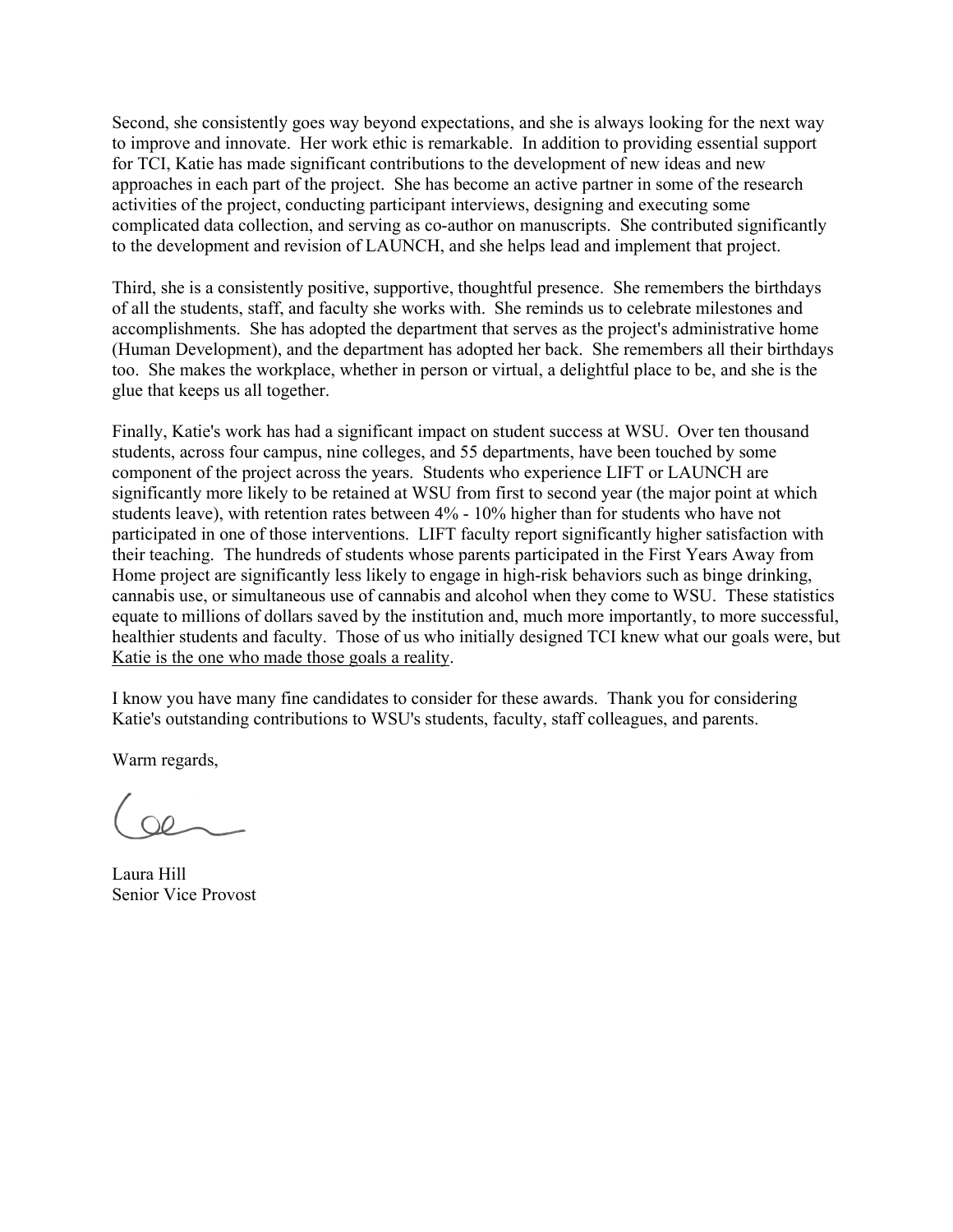Second, she consistently goes way beyond expectations, and she is always looking for the next way to improve and innovate. Her work ethic is remarkable. In addition to providing essential support for TCI, Katie has made significant contributions to the development of new ideas and new approaches in each part of the project. She has become an active partner in some of the research activities of the project, conducting participant interviews, designing and executing some complicated data collection, and serving as co-author on manuscripts. She contributed significantly to the development and revision of LAUNCH, and she helps lead and implement that project.

Third, she is a consistently positive, supportive, thoughtful presence. She remembers the birthdays of all the students, staff, and faculty she works with. She reminds us to celebrate milestones and accomplishments. She has adopted the department that serves as the project's administrative home (Human Development), and the department has adopted her back. She remembers all their birthdays too. She makes the workplace, whether in person or virtual, a delightful place to be, and she is the glue that keeps us all together.

Finally, Katie's work has had a significant impact on student success at WSU. Over ten thousand students, across four campus, nine colleges, and 55 departments, have been touched by some component of the project across the years. Students who experience LIFT or LAUNCH are significantly more likely to be retained at WSU from first to second year (the major point at which students leave), with retention rates between 4% - 10% higher than for students who have not participated in one of those interventions. LIFT faculty report significantly higher satisfaction with their teaching. The hundreds of students whose parents participated in the First Years Away from Home project are significantly less likely to engage in high-risk behaviors such as binge drinking, cannabis use, or simultaneous use of cannabis and alcohol when they come to WSU. These statistics equate to millions of dollars saved by the institution and, much more importantly, to more successful, healthier students and faculty. Those of us who initially designed TCI knew what our goals were, but <u>Katie is the one who made those goals a reality</u>.

I know you have many fine candidates to consider for these awards. Thank you for considering Katie's outstanding contributions to WSU's students, faculty, staff colleagues, and parents.

Warm regards,

Laura Hill
Senior Vice Provost